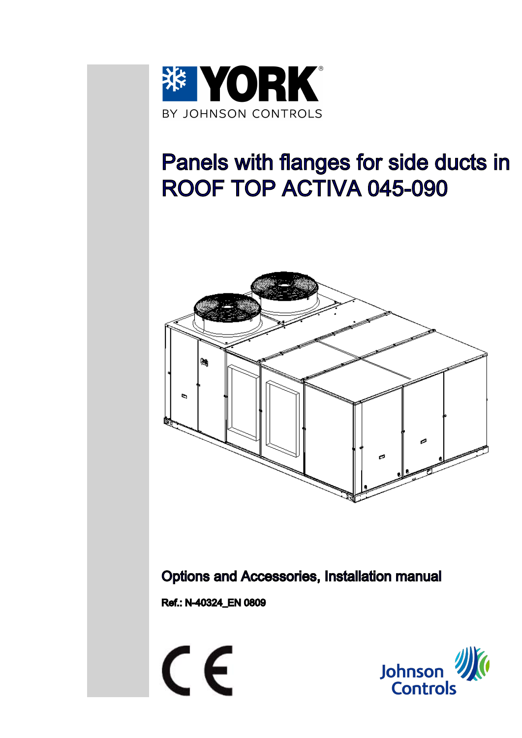YORK

BY JOHNSON CONTROLS

# Panels with flanges for side ducts in ROOF TOP ACTIVA 045-090

**Options and Accessories, Installation manual**

**Ref.: N-40324_EN 0809**

Johnson Controls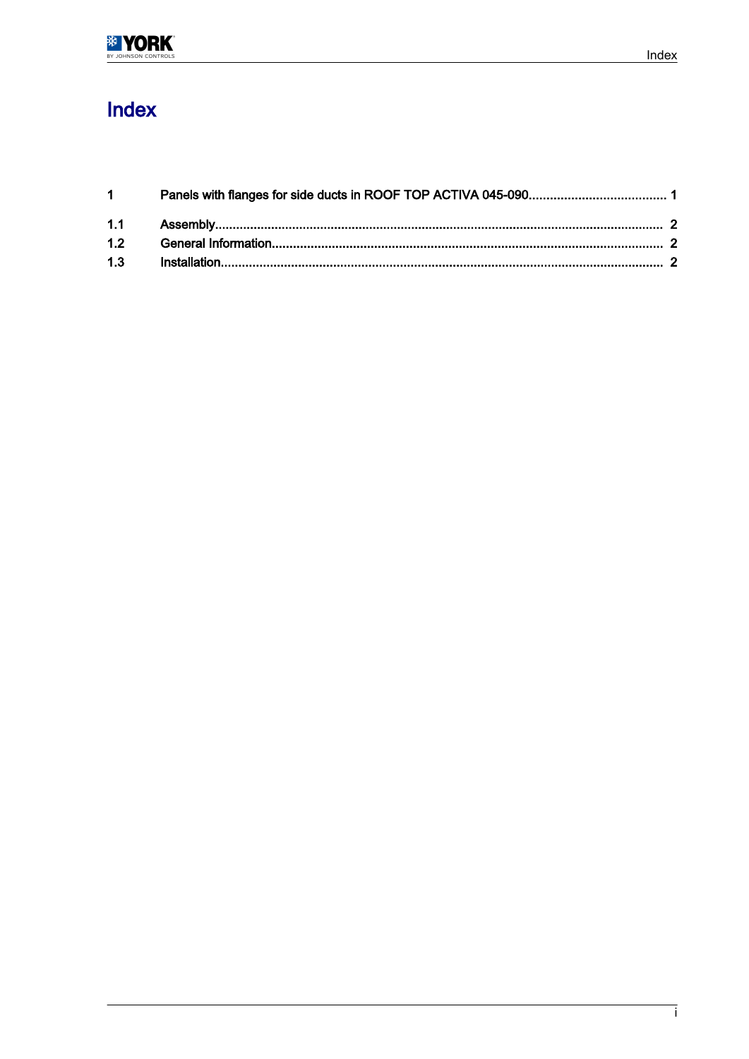# Index

| | | |
|---|---|---|
| 1 | Panels with flanges for side ducts in ROOF TOP ACTIVA 045-090 | 1 |
| 1.1 | Assembly | 2 |
| 1.2 | General Information | 2 |
| 1.3 | Installation | 2 |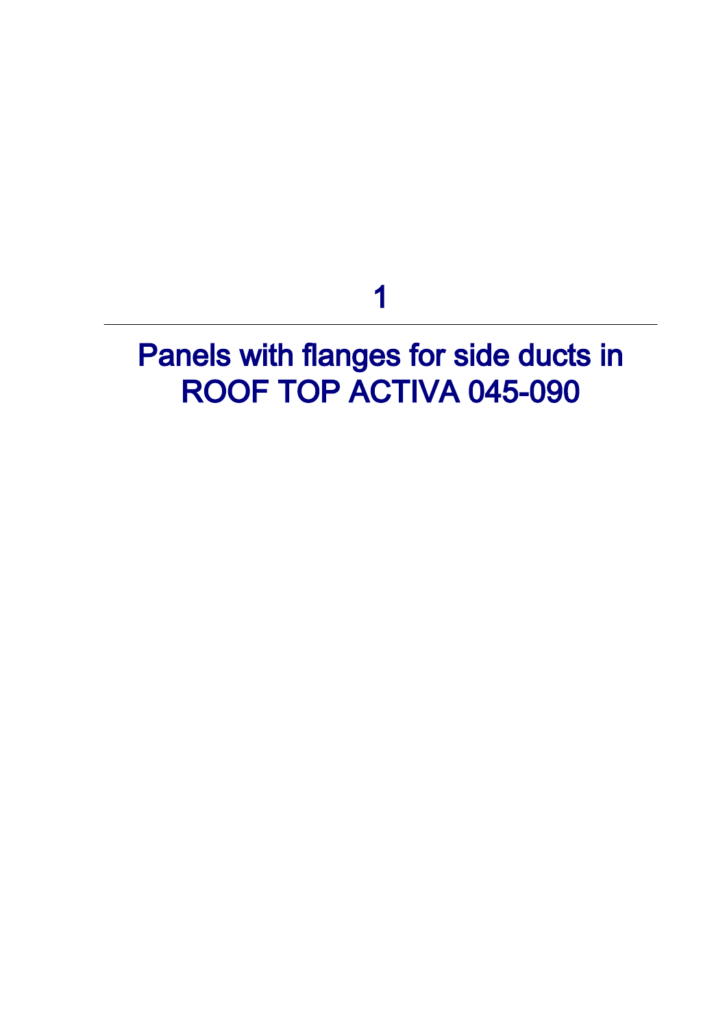# 1

# Panels with flanges for side ducts in ROOF TOP ACTIVA 045-090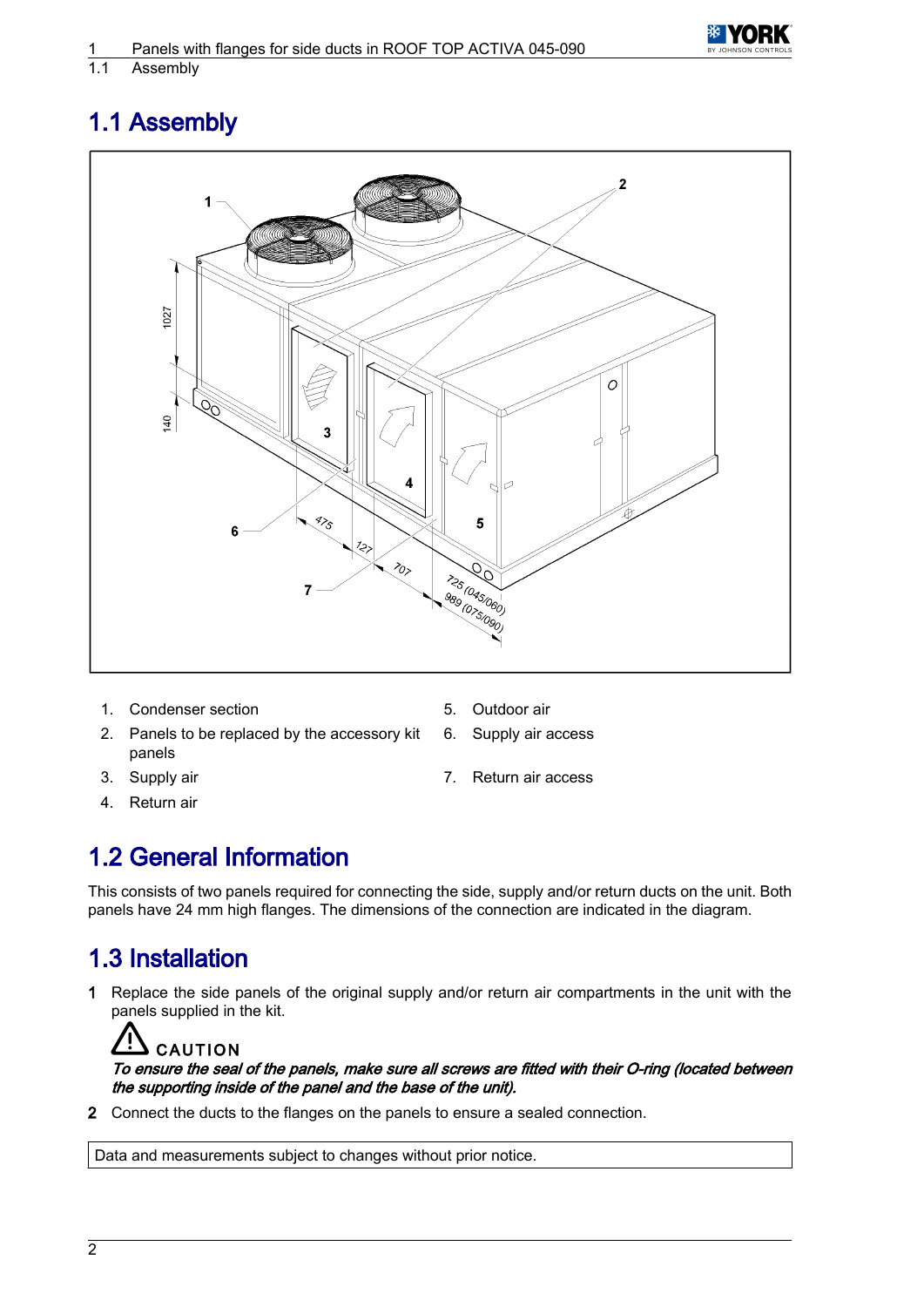## 1.1 Assembly

1. Condenser section
2. Panels to be replaced by the accessory kit panels
3. Supply air
4. Return air
5. Outdoor air
6. Supply air access
7. Return air access

## 1.2 General Information

This consists of two panels required for connecting the side, supply and/or return ducts on the unit. Both panels have 24 mm high flanges. The dimensions of the connection are indicated in the diagram.

## 1.3 Installation

1. Replace the side panels of the original supply and/or return air compartments in the unit with the panels supplied in the kit.

   **CAUTION**
   ***To ensure the seal of the panels, make sure all screws are fitted with their O-ring (located between the supporting inside of the panel and the base of the unit).***

2. Connect the ducts to the flanges on the panels to ensure a sealed connection.

| |
|---|
| Data and measurements subject to changes without prior notice. |